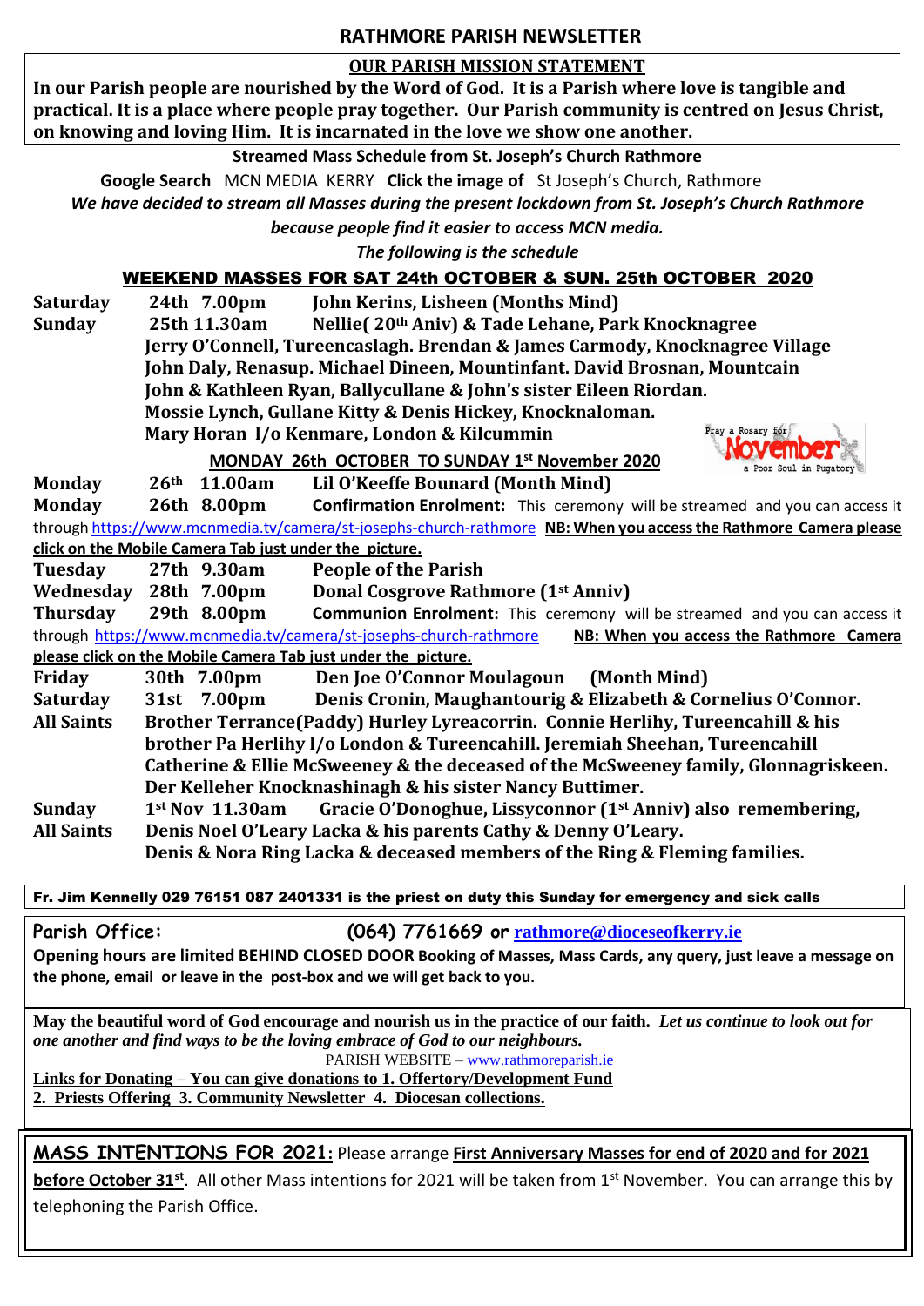# RATHMORE PARISH NEWSLETTER

## OUR PARISH MISSION STATEMENT

**In our Parish people are nourished by the Word of God. It is a Parish where love is tangible and practical. It is a place where people pray together. Our Parish community is centred on Jesus Christ, on knowing and loving Him. It is incarnated in the love we show one another.**

**Streamed Mass Schedule from St. Joseph's Church Rathmore**

**Google Search** MCN MEDIA KERRY **Click the image of** St Joseph's Church, Rathmore

*We have decided to stream all Masses during the present lockdown from St. Joseph's Church Rathmore because people find it easier to access MCN media.*

*The following is the schedule*

## WEEKEND MASSES FOR SAT 24th OCTOBER & SUN. 25th OCTOBER 2020

**Saturday** 24th 7.00pm **John Kerins, Lisheen (Months Mind)**

**Sunday** 25th 11.30am **Nellie( 20th Aniv) & Tade Lehane, Park Knocknagree**
**Jerry O'Connell, Tureencaslagh. Brendan & James Carmody, Knocknagree Village**
**John Daly, Renasup. Michael Dineen, Mountinfant. David Brosnan, Mountcain**
**John & Kathleen Ryan, Ballycullane & John's sister Eileen Riordan.**
**Mossie Lynch, Gullane Kitty & Denis Hickey, Knocknaloman.**
**Mary Horan l/o Kenmare, London & Kilcummin**

Pray a Rosary for November a Poor Soul in Purgatory

## MONDAY 26th OCTOBER TO SUNDAY 1st November 2020

**Monday** 26th 11.00am **Lil O'Keeffe Bounard (Month Mind)**

**Monday** 26th 8.00pm **Confirmation Enrolment:** This ceremony will be streamed and you can access it through https://www.mcnmedia.tv/camera/st-josephs-church-rathmore **NB: When you access the Rathmore Camera please click on the Mobile Camera Tab just under the picture.**

**Tuesday** 27th 9.30am **People of the Parish**

**Wednesday** 28th 7.00pm **Donal Cosgrove Rathmore (1st Anniv)**

**Thursday** 29th 8.00pm **Communion Enrolment:** This ceremony will be streamed and you can access it through https://www.mcnmedia.tv/camera/st-josephs-church-rathmore **NB: When you access the Rathmore Camera please click on the Mobile Camera Tab just under the picture.**

**Friday** 30th 7.00pm **Den Joe O'Connor Moulagoun (Month Mind)**

**Saturday** 31st 7.00pm **Denis Cronin, Maughantourig & Elizabeth & Cornelius O'Connor.**

**All Saints** **Brother Terrance(Paddy) Hurley Lyreacorrin. Connie Herlihy, Tureencahill & his brother Pa Herlihy l/o London & Tureencahill. Jeremiah Sheehan, Tureencahill**
**Catherine & Ellie McSweeney & the deceased of the McSweeney family, Glonnagriskeen.**
**Der Kelleher Knocknashinagh & his sister Nancy Buttimer.**

**Sunday** 1st Nov 11.30am **Gracie O'Donoghue, Lissyconnor (1st Anniv) also remembering,**

**All Saints** **Denis Noel O'Leary Lacka & his parents Cathy & Denny O'Leary.**
**Denis & Nora Ring Lacka & deceased members of the Ring & Fleming families.**

**Fr. Jim Kennelly 029 76151 087 2401331 is the priest on duty this Sunday for emergency and sick calls**

**Parish Office:** **(064) 7761669 or rathmore@dioceseofkerry.ie**

**Opening hours are limited BEHIND CLOSED DOOR Booking of Masses, Mass Cards, any query, just leave a message on the phone, email or leave in the post-box and we will get back to you.**

**May the beautiful word of God encourage and nourish us in the practice of our faith.** ***Let us continue to look out for one another and find ways to be the loving embrace of God to our neighbours.***

PARISH WEBSITE – www.rathmoreparish.ie

**Links for Donating – You can give donations to 1. Offertory/Development Fund**
**2. Priests Offering 3. Community Newsletter 4. Diocesan collections.**

**MASS INTENTIONS FOR 2021:** Please arrange **First Anniversary Masses for end of 2020 and for 2021 before October 31st**. All other Mass intentions for 2021 will be taken from 1st November. You can arrange this by telephoning the Parish Office.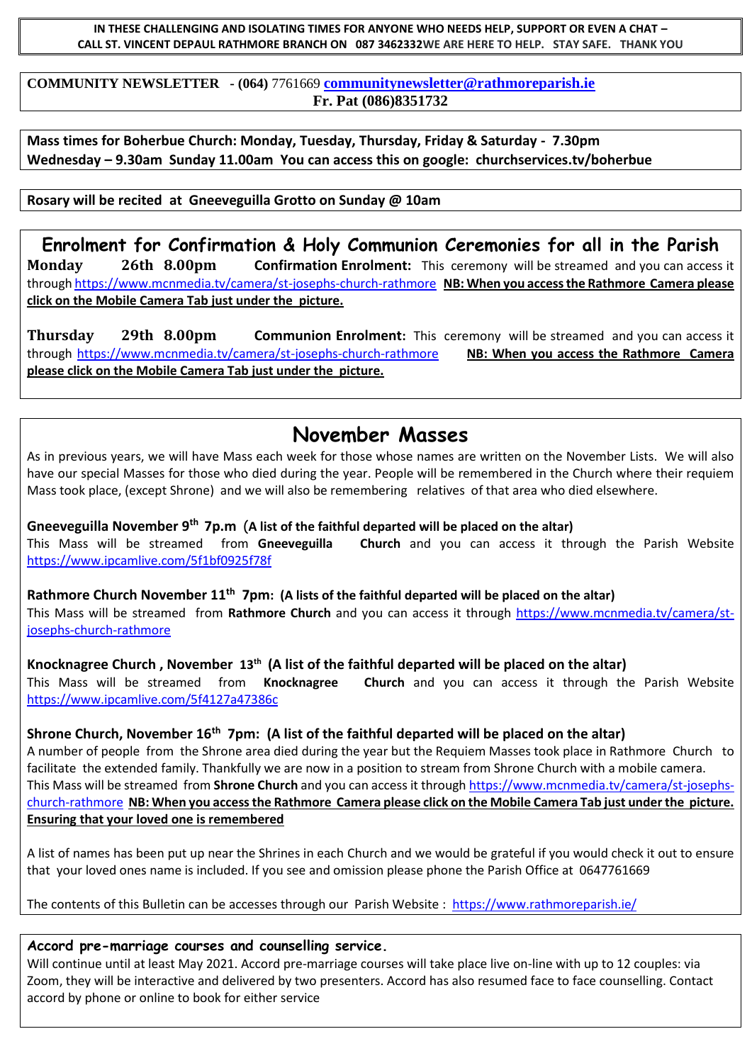**IN THESE CHALLENGING AND ISOLATING TIMES FOR ANYONE WHO NEEDS HELP, SUPPORT OR EVEN A CHAT – CALL ST. VINCENT DEPAUL RATHMORE BRANCH ON 087 3462332WE ARE HERE TO HELP. STAY SAFE. THANK YOU**

**COMMUNITY NEWSLETTER - (064)** 7761669 **communitynewsletter@rathmoreparish.ie**
**Fr. Pat (086)8351732**

**Mass times for Boherbue Church: Monday, Tuesday, Thursday, Friday & Saturday - 7.30pm**
**Wednesday – 9.30am Sunday 11.00am You can access this on google: churchservices.tv/boherbue**

**Rosary will be recited at Gneeveguilla Grotto on Sunday @ 10am**

## Enrolment for Confirmation & Holy Communion Ceremonies for all in the Parish

**Monday 26th 8.00pm** **Confirmation Enrolment:** This ceremony will be streamed and you can access it through https://www.mcnmedia.tv/camera/st-josephs-church-rathmore **NB: When you access the Rathmore Camera please click on the Mobile Camera Tab just under the picture.**

**Thursday 29th 8.00pm** **Communion Enrolment:** This ceremony will be streamed and you can access it through https://www.mcnmedia.tv/camera/st-josephs-church-rathmore **NB: When you access the Rathmore Camera please click on the Mobile Camera Tab just under the picture.**

## November Masses

As in previous years, we will have Mass each week for those whose names are written on the November Lists. We will also have our special Masses for those who died during the year. People will be remembered in the Church where their requiem Mass took place, (except Shrone) and we will also be remembering relatives of that area who died elsewhere.

**Gneeveguilla November 9th 7p.m (A list of the faithful departed will be placed on the altar)**
This Mass will be streamed from **Gneeveguilla Church** and you can access it through the Parish Website https://www.ipcamlive.com/5f1bf0925f78f

**Rathmore Church November 11th 7pm: (A lists of the faithful departed will be placed on the altar)**
This Mass will be streamed from **Rathmore Church** and you can access it through https://www.mcnmedia.tv/camera/st-josephs-church-rathmore

**Knocknagree Church , November 13th (A list of the faithful departed will be placed on the altar)**
This Mass will be streamed from **Knocknagree Church** and you can access it through the Parish Website https://www.ipcamlive.com/5f4127a47386c

**Shrone Church, November 16th 7pm: (A list of the faithful departed will be placed on the altar)**
A number of people from the Shrone area died during the year but the Requiem Masses took place in Rathmore Church to facilitate the extended family. Thankfully we are now in a position to stream from Shrone Church with a mobile camera. This Mass will be streamed from **Shrone Church** and you can access it through https://www.mcnmedia.tv/camera/st-josephs-church-rathmore **NB: When you access the Rathmore Camera please click on the Mobile Camera Tab just under the picture.**
**Ensuring that your loved one is remembered**

A list of names has been put up near the Shrines in each Church and we would be grateful if you would check it out to ensure that your loved ones name is included. If you see and omission please phone the Parish Office at 0647761669

The contents of this Bulletin can be accesses through our Parish Website : https://www.rathmoreparish.ie/

**Accord pre-marriage courses and counselling service.**
Will continue until at least May 2021. Accord pre-marriage courses will take place live on-line with up to 12 couples: via Zoom, they will be interactive and delivered by two presenters. Accord has also resumed face to face counselling. Contact accord by phone or online to book for either service